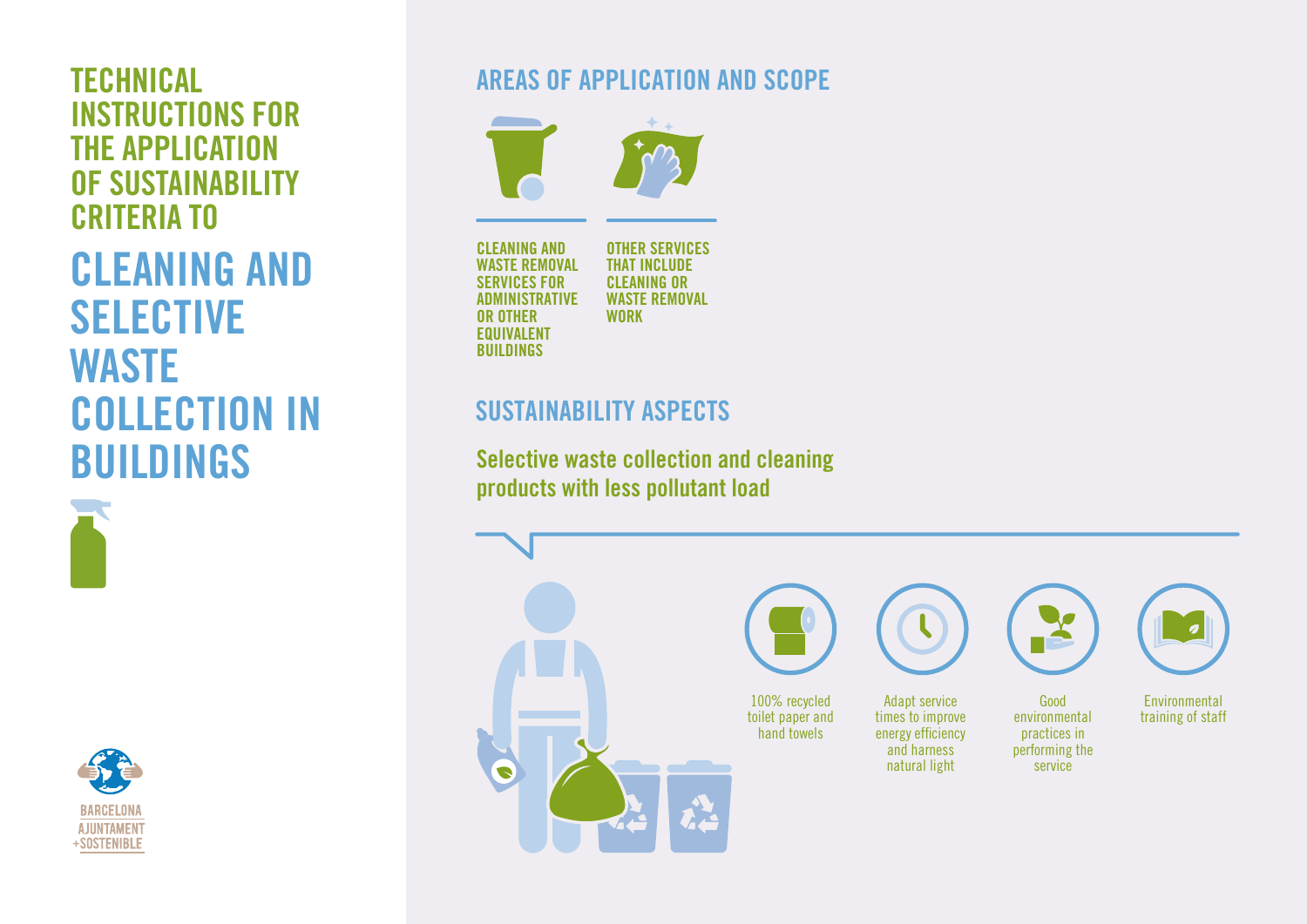# TECHNICAL INSTRUCTIONS FOR THE APPLICATION OF SUSTAINABILITY CRITERIA TO

# CLEANING AND SELECTIVE WASTE COLLECTION IN BUILDINGS

BARCELONA
AJUNTAMENT
+SOSTENIBLE

## AREAS OF APPLICATION AND SCOPE

- CLEANING AND WASTE REMOVAL SERVICES FOR ADMINISTRATIVE OR OTHER EQUIVALENT BUILDINGS
- OTHER SERVICES THAT INCLUDE CLEANING OR WASTE REMOVAL WORK

## SUSTAINABILITY ASPECTS

### Selective waste collection and cleaning products with less pollutant load

- 100% recycled toilet paper and hand towels
- Adapt service times to improve energy efficiency and harness natural light
- Good environmental practices in performing the service
- Environmental training of staff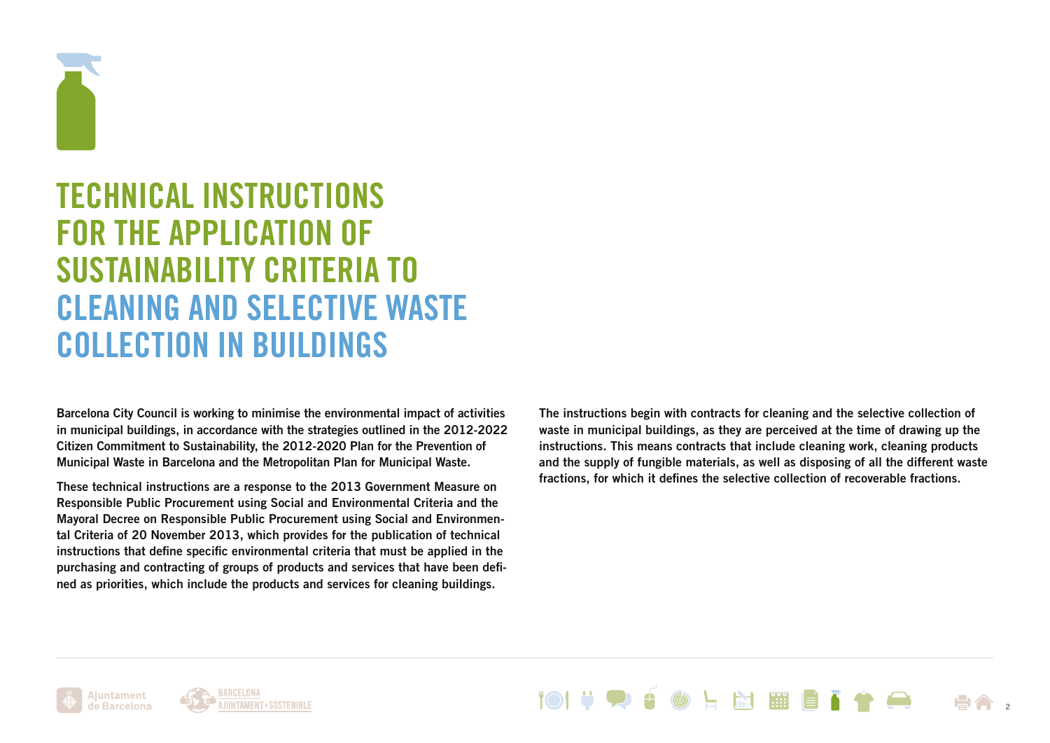# TECHNICAL INSTRUCTIONS FOR THE APPLICATION OF SUSTAINABILITY CRITERIA TO CLEANING AND SELECTIVE WASTE COLLECTION IN BUILDINGS

**Barcelona City Council is working to minimise the environmental impact of activities in municipal buildings, in accordance with the strategies outlined in the 2012-2022 Citizen Commitment to Sustainability, the 2012-2020 Plan for the Prevention of Municipal Waste in Barcelona and the Metropolitan Plan for Municipal Waste.**

**These technical instructions are a response to the 2013 Government Measure on Responsible Public Procurement using Social and Environmental Criteria and the Mayoral Decree on Responsible Public Procurement using Social and Environmental Criteria of 20 November 2013, which provides for the publication of technical instructions that define specific environmental criteria that must be applied in the purchasing and contracting of groups of products and services that have been defined as priorities, which include the products and services for cleaning buildings.**

**The instructions begin with contracts for cleaning and the selective collection of waste in municipal buildings, as they are perceived at the time of drawing up the instructions. This means contracts that include cleaning work, cleaning products and the supply of fungible materials, as well as disposing of all the different waste fractions, for which it defines the selective collection of recoverable fractions.**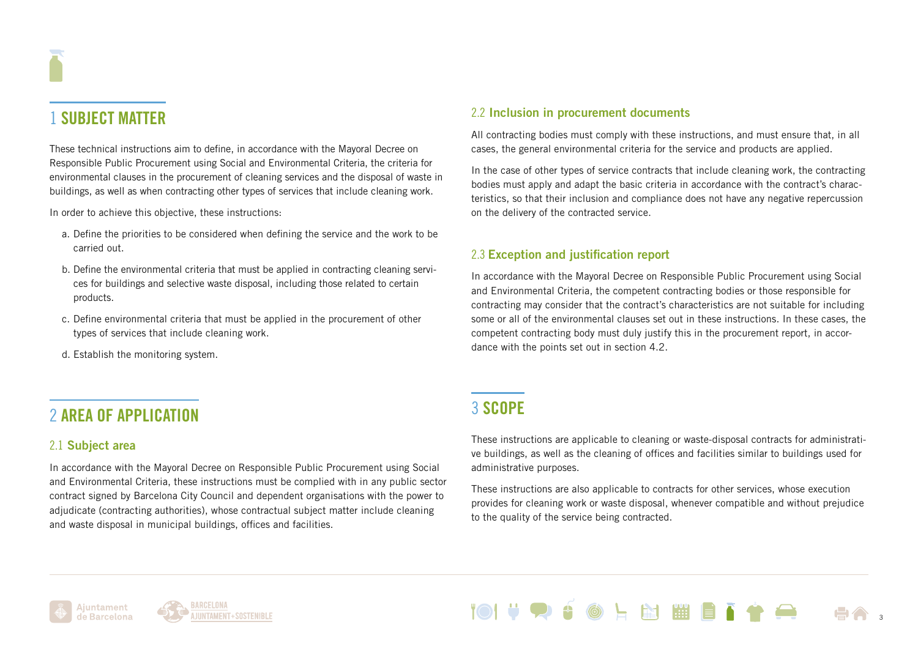# 1 SUBJECT MATTER

These technical instructions aim to define, in accordance with the Mayoral Decree on Responsible Public Procurement using Social and Environmental Criteria, the criteria for environmental clauses in the procurement of cleaning services and the disposal of waste in buildings, as well as when contracting other types of services that include cleaning work.

In order to achieve this objective, these instructions:

a. Define the priorities to be considered when defining the service and the work to be carried out.

b. Define the environmental criteria that must be applied in contracting cleaning services for buildings and selective waste disposal, including those related to certain products.

c. Define environmental criteria that must be applied in the procurement of other types of services that include cleaning work.

d. Establish the monitoring system.

# 2 AREA OF APPLICATION

## 2.1 Subject area

In accordance with the Mayoral Decree on Responsible Public Procurement using Social and Environmental Criteria, these instructions must be complied with in any public sector contract signed by Barcelona City Council and dependent organisations with the power to adjudicate (contracting authorities), whose contractual subject matter include cleaning and waste disposal in municipal buildings, offices and facilities.

## 2.2 Inclusion in procurement documents

All contracting bodies must comply with these instructions, and must ensure that, in all cases, the general environmental criteria for the service and products are applied.

In the case of other types of service contracts that include cleaning work, the contracting bodies must apply and adapt the basic criteria in accordance with the contract's characteristics, so that their inclusion and compliance does not have any negative repercussion on the delivery of the contracted service.

## 2.3 Exception and justification report

In accordance with the Mayoral Decree on Responsible Public Procurement using Social and Environmental Criteria, the competent contracting bodies or those responsible for contracting may consider that the contract's characteristics are not suitable for including some or all of the environmental clauses set out in these instructions. In these cases, the competent contracting body must duly justify this in the procurement report, in accordance with the points set out in section 4.2.

# 3 SCOPE

These instructions are applicable to cleaning or waste-disposal contracts for administrative buildings, as well as the cleaning of offices and facilities similar to buildings used for administrative purposes.

These instructions are also applicable to contracts for other services, whose execution provides for cleaning work or waste disposal, whenever compatible and without prejudice to the quality of the service being contracted.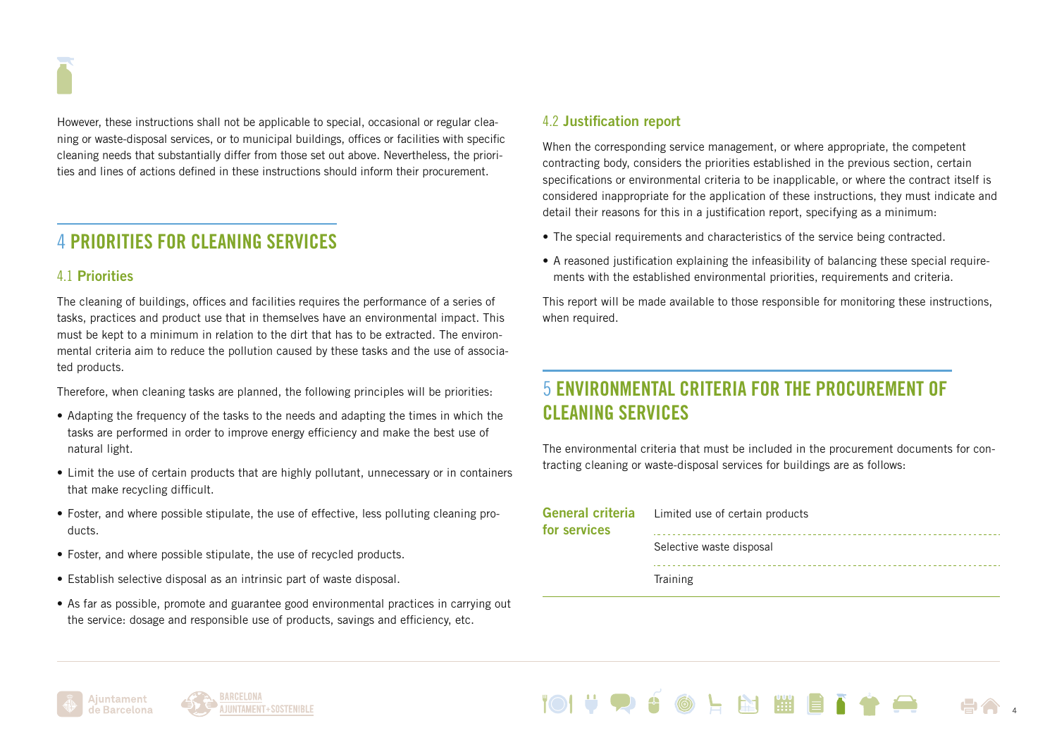However, these instructions shall not be applicable to special, occasional or regular cleaning or waste-disposal services, or to municipal buildings, offices or facilities with specific cleaning needs that substantially differ from those set out above. Nevertheless, the priorities and lines of actions defined in these instructions should inform their procurement.

## 4 PRIORITIES FOR CLEANING SERVICES

### 4.1 Priorities

The cleaning of buildings, offices and facilities requires the performance of a series of tasks, practices and product use that in themselves have an environmental impact. This must be kept to a minimum in relation to the dirt that has to be extracted. The environmental criteria aim to reduce the pollution caused by these tasks and the use of associated products.

Therefore, when cleaning tasks are planned, the following principles will be priorities:

- Adapting the frequency of the tasks to the needs and adapting the times in which the tasks are performed in order to improve energy efficiency and make the best use of natural light.
- Limit the use of certain products that are highly pollutant, unnecessary or in containers that make recycling difficult.
- Foster, and where possible stipulate, the use of effective, less polluting cleaning products.
- Foster, and where possible stipulate, the use of recycled products.
- Establish selective disposal as an intrinsic part of waste disposal.
- As far as possible, promote and guarantee good environmental practices in carrying out the service: dosage and responsible use of products, savings and efficiency, etc.

### 4.2 Justification report

When the corresponding service management, or where appropriate, the competent contracting body, considers the priorities established in the previous section, certain specifications or environmental criteria to be inapplicable, or where the contract itself is considered inappropriate for the application of these instructions, they must indicate and detail their reasons for this in a justification report, specifying as a minimum:

- The special requirements and characteristics of the service being contracted.
- A reasoned justification explaining the infeasibility of balancing these special requirements with the established environmental priorities, requirements and criteria.

This report will be made available to those responsible for monitoring these instructions, when required.

## 5 ENVIRONMENTAL CRITERIA FOR THE PROCUREMENT OF CLEANING SERVICES

The environmental criteria that must be included in the procurement documents for contracting cleaning or waste-disposal services for buildings are as follows:

| | |
|---|---|
| **General criteria for services** | Limited use of certain products |
| | Selective waste disposal |
| | Training |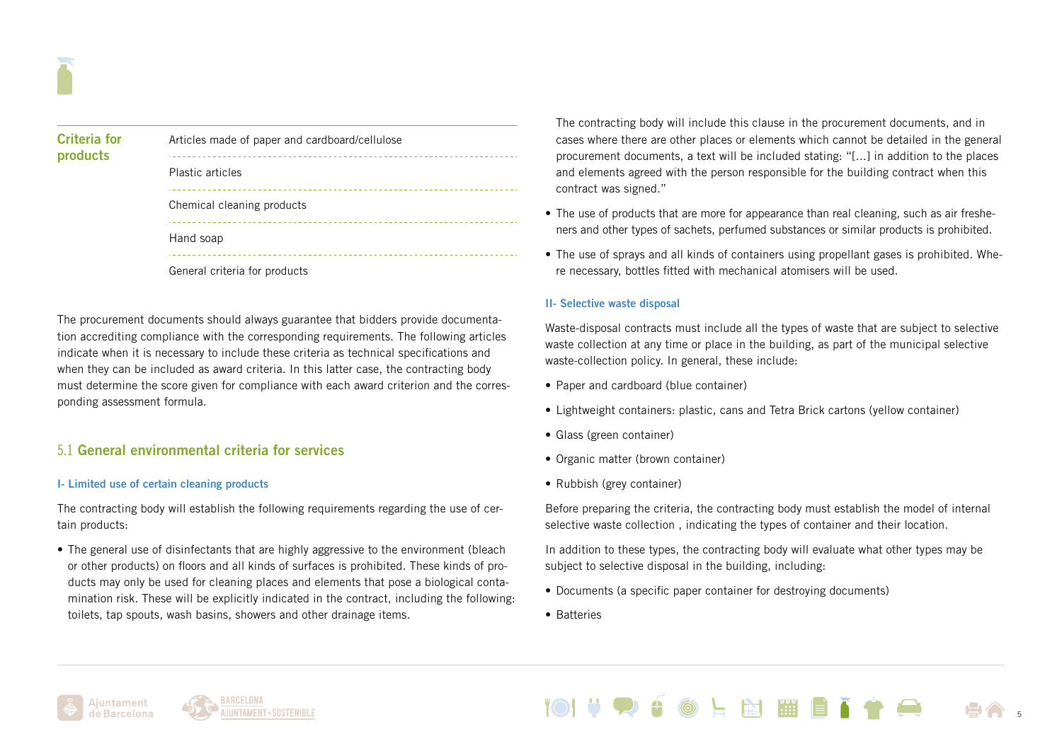| Criteria for products | Articles made of paper and cardboard/cellulose |
| --- | --- |
| | Plastic articles |
| | Chemical cleaning products |
| | Hand soap |
| | General criteria for products |

The procurement documents should always guarantee that bidders provide documentation accrediting compliance with the corresponding requirements. The following articles indicate when it is necessary to include these criteria as technical specifications and when they can be included as award criteria. In this latter case, the contracting body must determine the score given for compliance with each award criterion and the corresponding assessment formula.

## 5.1 General environmental criteria for services

### I- Limited use of certain cleaning products

The contracting body will establish the following requirements regarding the use of certain products:

- The general use of disinfectants that are highly aggressive to the environment (bleach or other products) on floors and all kinds of surfaces is prohibited. These kinds of products may only be used for cleaning places and elements that pose a biological contamination risk. These will be explicitly indicated in the contract, including the following: toilets, tap spouts, wash basins, showers and other drainage items.

  The contracting body will include this clause in the procurement documents, and in cases where there are other places or elements which cannot be detailed in the general procurement documents, a text will be included stating: "[...] in addition to the places and elements agreed with the person responsible for the building contract when this contract was signed."

- The use of products that are more for appearance than real cleaning, such as air fresheners and other types of sachets, perfumed substances or similar products is prohibited.
- The use of sprays and all kinds of containers using propellant gases is prohibited. Where necessary, bottles fitted with mechanical atomisers will be used.

### II- Selective waste disposal

Waste-disposal contracts must include all the types of waste that are subject to selective waste collection at any time or place in the building, as part of the municipal selective waste-collection policy. In general, these include:

- Paper and cardboard (blue container)
- Lightweight containers: plastic, cans and Tetra Brick cartons (yellow container)
- Glass (green container)
- Organic matter (brown container)
- Rubbish (grey container)

Before preparing the criteria, the contracting body must establish the model of internal selective waste collection , indicating the types of container and their location.

In addition to these types, the contracting body will evaluate what other types may be subject to selective disposal in the building, including:

- Documents (a specific paper container for destroying documents)
- Batteries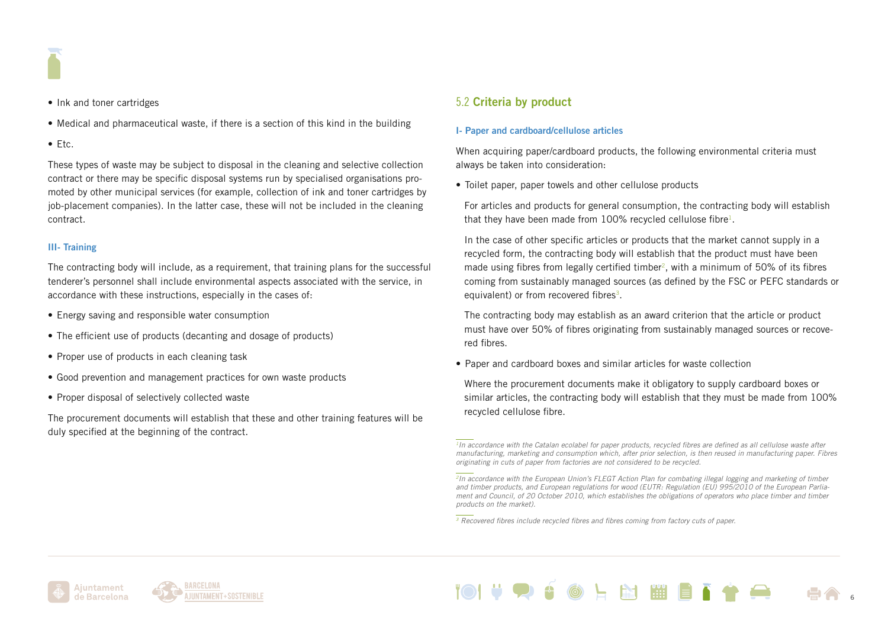- Ink and toner cartridges
- Medical and pharmaceutical waste, if there is a section of this kind in the building
- Etc.

These types of waste may be subject to disposal in the cleaning and selective collection contract or there may be specific disposal systems run by specialised organisations promoted by other municipal services (for example, collection of ink and toner cartridges by job-placement companies). In the latter case, these will not be included in the cleaning contract.

#### III- Training

The contracting body will include, as a requirement, that training plans for the successful tenderer's personnel shall include environmental aspects associated with the service, in accordance with these instructions, especially in the cases of:

- Energy saving and responsible water consumption
- The efficient use of products (decanting and dosage of products)
- Proper use of products in each cleaning task
- Good prevention and management practices for own waste products
- Proper disposal of selectively collected waste

The procurement documents will establish that these and other training features will be duly specified at the beginning of the contract.

## 5.2 **Criteria by product**

#### I- Paper and cardboard/cellulose articles

When acquiring paper/cardboard products, the following environmental criteria must always be taken into consideration:

- Toilet paper, paper towels and other cellulose products

  For articles and products for general consumption, the contracting body will establish that they have been made from 100% recycled cellulose fibre[1].

  In the case of other specific articles or products that the market cannot supply in a recycled form, the contracting body will establish that the product must have been made using fibres from legally certified timber[2], with a minimum of 50% of its fibres coming from sustainably managed sources (as defined by the FSC or PEFC standards or equivalent) or from recovered fibres[3].

  The contracting body may establish as an award criterion that the article or product must have over 50% of fibres originating from sustainably managed sources or recovered fibres.

- Paper and cardboard boxes and similar articles for waste collection

  Where the procurement documents make it obligatory to supply cardboard boxes or similar articles, the contracting body will establish that they must be made from 100% recycled cellulose fibre.

*[1] In accordance with the Catalan ecolabel for paper products, recycled fibres are defined as all cellulose waste after manufacturing, marketing and consumption which, after prior selection, is then reused in manufacturing paper. Fibres originating in cuts of paper from factories are not considered to be recycled.*

*[2] In accordance with the European Union's FLEGT Action Plan for combating illegal logging and marketing of timber and timber products, and European regulations for wood (EUTR: Regulation (EU) 995/2010 of the European Parliament and Council, of 20 October 2010, which establishes the obligations of operators who place timber and timber products on the market).*

*[3] Recovered fibres include recycled fibres and fibres coming from factory cuts of paper.*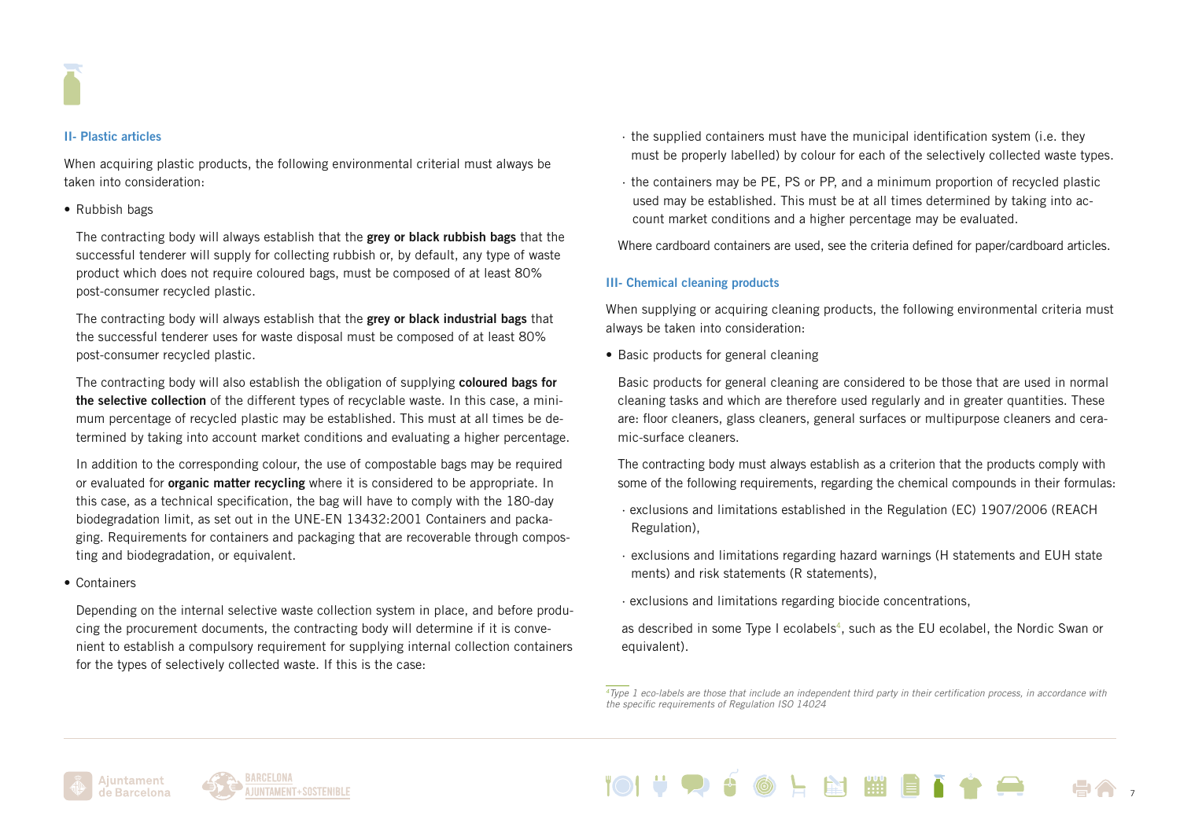## II- Plastic articles

When acquiring plastic products, the following environmental criterial must always be taken into consideration:

- Rubbish bags

  The contracting body will always establish that the **grey or black rubbish bags** that the successful tenderer will supply for collecting rubbish or, by default, any type of waste product which does not require coloured bags, must be composed of at least 80% post-consumer recycled plastic.

  The contracting body will always establish that the **grey or black industrial bags** that the successful tenderer uses for waste disposal must be composed of at least 80% post-consumer recycled plastic.

  The contracting body will also establish the obligation of supplying **coloured bags for the selective collection** of the different types of recyclable waste. In this case, a minimum percentage of recycled plastic may be established. This must at all times be determined by taking into account market conditions and evaluating a higher percentage.

  In addition to the corresponding colour, the use of compostable bags may be required or evaluated for **organic matter recycling** where it is considered to be appropriate. In this case, as a technical specification, the bag will have to comply with the 180-day biodegradation limit, as set out in the UNE-EN 13432:2001 Containers and packaging. Requirements for containers and packaging that are recoverable through composting and biodegradation, or equivalent.

- Containers

  Depending on the internal selective waste collection system in place, and before producing the procurement documents, the contracting body will determine if it is convenient to establish a compulsory requirement for supplying internal collection containers for the types of selectively collected waste. If this is the case:

  · the supplied containers must have the municipal identification system (i.e. they must be properly labelled) by colour for each of the selectively collected waste types.

  · the containers may be PE, PS or PP, and a minimum proportion of recycled plastic used may be established. This must be at all times determined by taking into account market conditions and a higher percentage may be evaluated.

  Where cardboard containers are used, see the criteria defined for paper/cardboard articles.

## III- Chemical cleaning products

When supplying or acquiring cleaning products, the following environmental criteria must always be taken into consideration:

- Basic products for general cleaning

  Basic products for general cleaning are considered to be those that are used in normal cleaning tasks and which are therefore used regularly and in greater quantities. These are: floor cleaners, glass cleaners, general surfaces or multipurpose cleaners and ceramic-surface cleaners.

  The contracting body must always establish as a criterion that the products comply with some of the following requirements, regarding the chemical compounds in their formulas:

  · exclusions and limitations established in the Regulation (EC) 1907/2006 (REACH Regulation),

  · exclusions and limitations regarding hazard warnings (H statements and EUH statements) and risk statements (R statements),

  · exclusions and limitations regarding biocide concentrations,

  as described in some Type I ecolabels[4], such as the EU ecolabel, the Nordic Swan or equivalent).

[4] *Type 1 eco-labels are those that include an independent third party in their certification process, in accordance with the specific requirements of Regulation ISO 14024*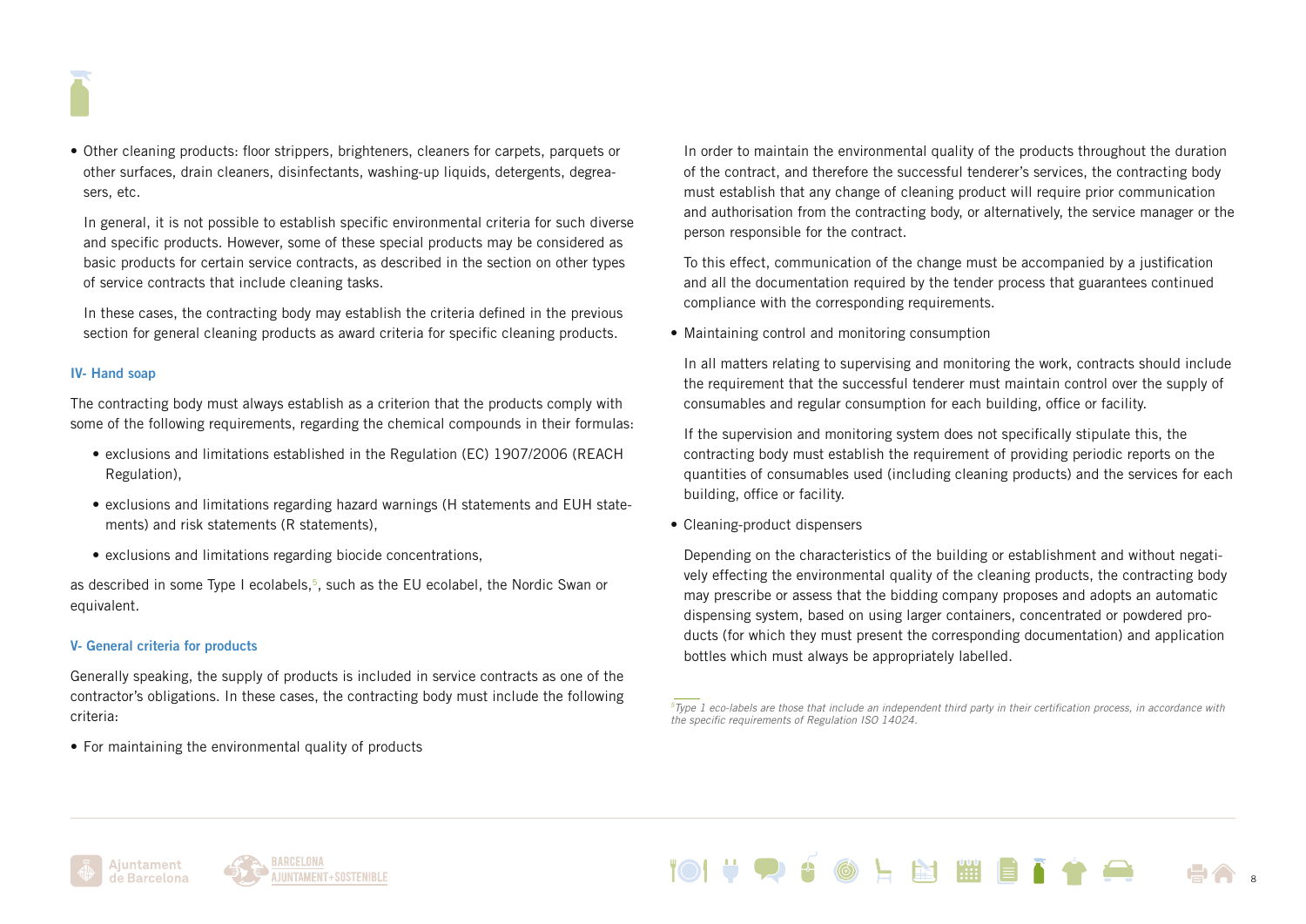- Other cleaning products: floor strippers, brighteners, cleaners for carpets, parquets or other surfaces, drain cleaners, disinfectants, washing-up liquids, detergents, degreasers, etc.

  In general, it is not possible to establish specific environmental criteria for such diverse and specific products. However, some of these special products may be considered as basic products for certain service contracts, as described in the section on other types of service contracts that include cleaning tasks.

  In these cases, the contracting body may establish the criteria defined in the previous section for general cleaning products as award criteria for specific cleaning products.

### IV- Hand soap

The contracting body must always establish as a criterion that the products comply with some of the following requirements, regarding the chemical compounds in their formulas:

- exclusions and limitations established in the Regulation (EC) 1907/2006 (REACH Regulation),
- exclusions and limitations regarding hazard warnings (H statements and EUH statements) and risk statements (R statements),
- exclusions and limitations regarding biocide concentrations,

as described in some Type I ecolabels,[5], such as the EU ecolabel, the Nordic Swan or equivalent.

### V- General criteria for products

Generally speaking, the supply of products is included in service contracts as one of the contractor's obligations. In these cases, the contracting body must include the following criteria:

- For maintaining the environmental quality of products

  In order to maintain the environmental quality of the products throughout the duration of the contract, and therefore the successful tenderer's services, the contracting body must establish that any change of cleaning product will require prior communication and authorisation from the contracting body, or alternatively, the service manager or the person responsible for the contract.

  To this effect, communication of the change must be accompanied by a justification and all the documentation required by the tender process that guarantees continued compliance with the corresponding requirements.

- Maintaining control and monitoring consumption

  In all matters relating to supervising and monitoring the work, contracts should include the requirement that the successful tenderer must maintain control over the supply of consumables and regular consumption for each building, office or facility.

  If the supervision and monitoring system does not specifically stipulate this, the contracting body must establish the requirement of providing periodic reports on the quantities of consumables used (including cleaning products) and the services for each building, office or facility.

- Cleaning-product dispensers

  Depending on the characteristics of the building or establishment and without negatively effecting the environmental quality of the cleaning products, the contracting body may prescribe or assess that the bidding company proposes and adopts an automatic dispensing system, based on using larger containers, concentrated or powdered products (for which they must present the corresponding documentation) and application bottles which must always be appropriately labelled.

---

[5] *Type 1 eco-labels are those that include an independent third party in their certification process, in accordance with the specific requirements of Regulation ISO 14024.*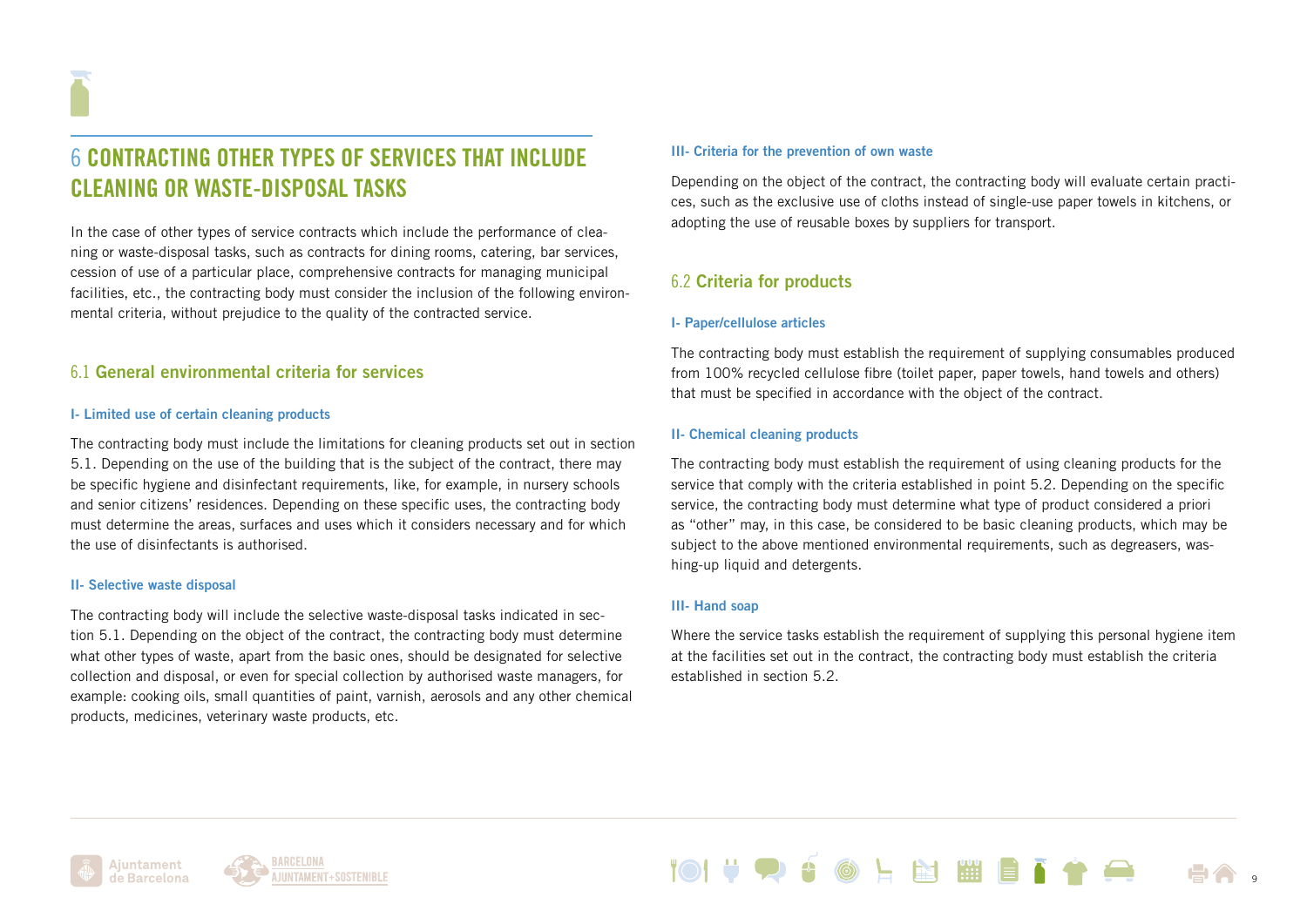# 6 CONTRACTING OTHER TYPES OF SERVICES THAT INCLUDE CLEANING OR WASTE-DISPOSAL TASKS

In the case of other types of service contracts which include the performance of cleaning or waste-disposal tasks, such as contracts for dining rooms, catering, bar services, cession of use of a particular place, comprehensive contracts for managing municipal facilities, etc., the contracting body must consider the inclusion of the following environmental criteria, without prejudice to the quality of the contracted service.

## 6.1 General environmental criteria for services

### I- Limited use of certain cleaning products

The contracting body must include the limitations for cleaning products set out in section 5.1. Depending on the use of the building that is the subject of the contract, there may be specific hygiene and disinfectant requirements, like, for example, in nursery schools and senior citizens' residences. Depending on these specific uses, the contracting body must determine the areas, surfaces and uses which it considers necessary and for which the use of disinfectants is authorised.

### II- Selective waste disposal

The contracting body will include the selective waste-disposal tasks indicated in section 5.1. Depending on the object of the contract, the contracting body must determine what other types of waste, apart from the basic ones, should be designated for selective collection and disposal, or even for special collection by authorised waste managers, for example: cooking oils, small quantities of paint, varnish, aerosols and any other chemical products, medicines, veterinary waste products, etc.

### III- Criteria for the prevention of own waste

Depending on the object of the contract, the contracting body will evaluate certain practices, such as the exclusive use of cloths instead of single-use paper towels in kitchens, or adopting the use of reusable boxes by suppliers for transport.

## 6.2 Criteria for products

### I- Paper/cellulose articles

The contracting body must establish the requirement of supplying consumables produced from 100% recycled cellulose fibre (toilet paper, paper towels, hand towels and others) that must be specified in accordance with the object of the contract.

### II- Chemical cleaning products

The contracting body must establish the requirement of using cleaning products for the service that comply with the criteria established in point 5.2. Depending on the specific service, the contracting body must determine what type of product considered a priori as "other" may, in this case, be considered to be basic cleaning products, which may be subject to the above mentioned environmental requirements, such as degreasers, washing-up liquid and detergents.

### III- Hand soap

Where the service tasks establish the requirement of supplying this personal hygiene item at the facilities set out in the contract, the contracting body must establish the criteria established in section 5.2.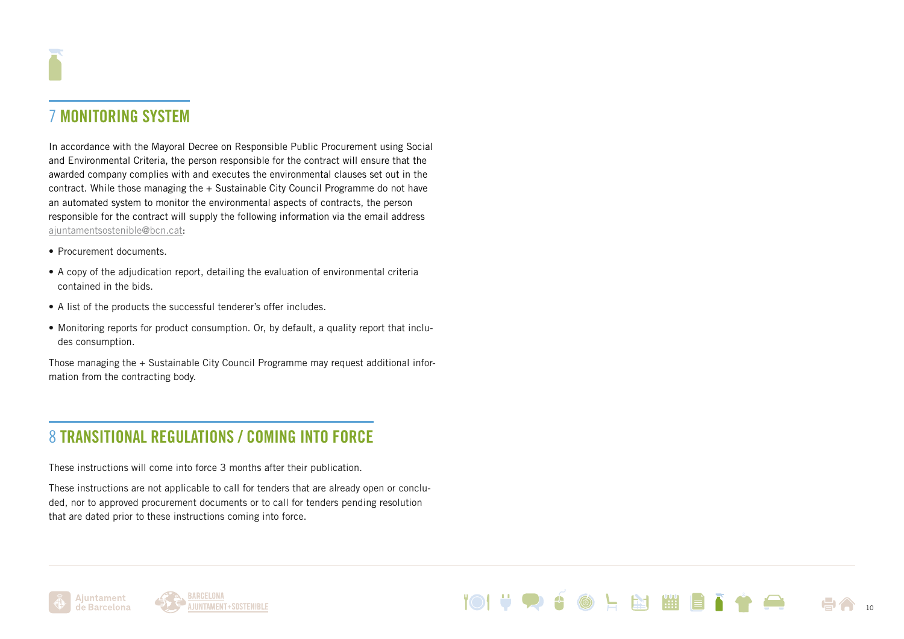## 7 MONITORING SYSTEM

In accordance with the Mayoral Decree on Responsible Public Procurement using Social and Environmental Criteria, the person responsible for the contract will ensure that the awarded company complies with and executes the environmental clauses set out in the contract. While those managing the + Sustainable City Council Programme do not have an automated system to monitor the environmental aspects of contracts, the person responsible for the contract will supply the following information via the email address ajuntamentsostenible@bcn.cat:

- Procurement documents.
- A copy of the adjudication report, detailing the evaluation of environmental criteria contained in the bids.
- A list of the products the successful tenderer's offer includes.
- Monitoring reports for product consumption. Or, by default, a quality report that includes consumption.

Those managing the + Sustainable City Council Programme may request additional information from the contracting body.

## 8 TRANSITIONAL REGULATIONS / COMING INTO FORCE

These instructions will come into force 3 months after their publication.

These instructions are not applicable to call for tenders that are already open or concluded, nor to approved procurement documents or to call for tenders pending resolution that are dated prior to these instructions coming into force.